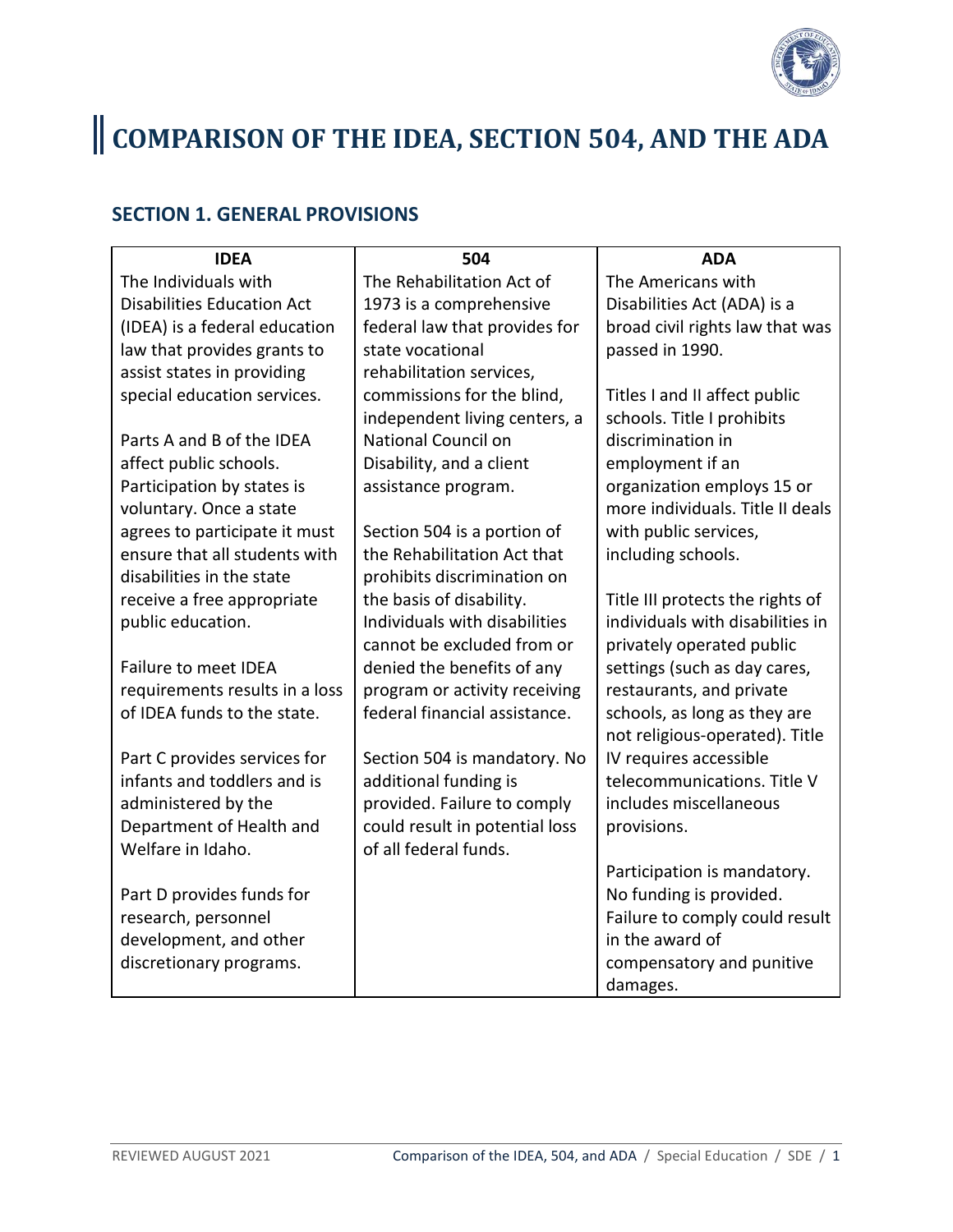# COMPARISON OF THE IDEA, SECTION 504, AND THE ADA

## SECTION 1. GENERAL PROVISIONS

| IDEA | 504 | ADA |
| --- | --- | --- |
| The Individuals with Disabilities Education Act (IDEA) is a federal education law that provides grants to assist states in providing special education services.<br><br>Parts A and B of the IDEA affect public schools. Participation by states is voluntary. Once a state agrees to participate it must ensure that all students with disabilities in the state receive a free appropriate public education.<br><br>Failure to meet IDEA requirements results in a loss of IDEA funds to the state.<br><br>Part C provides services for infants and toddlers and is administered by the Department of Health and Welfare in Idaho.<br><br>Part D provides funds for research, personnel development, and other discretionary programs. | The Rehabilitation Act of 1973 is a comprehensive federal law that provides for state vocational rehabilitation services, commissions for the blind, independent living centers, a National Council on Disability, and a client assistance program.<br><br>Section 504 is a portion of the Rehabilitation Act that prohibits discrimination on the basis of disability. Individuals with disabilities cannot be excluded from or denied the benefits of any program or activity receiving federal financial assistance.<br><br>Section 504 is mandatory. No additional funding is provided. Failure to comply could result in potential loss of all federal funds. | The Americans with Disabilities Act (ADA) is a broad civil rights law that was passed in 1990.<br><br>Titles I and II affect public schools. Title I prohibits discrimination in employment if an organization employs 15 or more individuals. Title II deals with public services, including schools.<br><br>Title III protects the rights of individuals with disabilities in privately operated public settings (such as day cares, restaurants, and private schools, as long as they are not religious-operated). Title IV requires accessible telecommunications. Title V includes miscellaneous provisions.<br><br>Participation is mandatory. No funding is provided. Failure to comply could result in the award of compensatory and punitive damages. |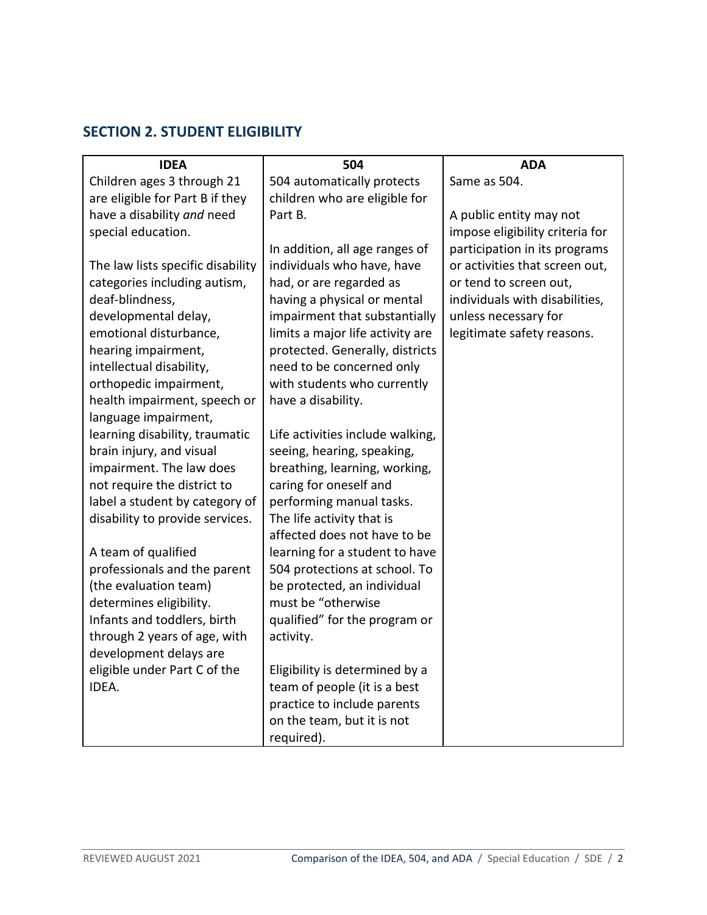## SECTION 2. STUDENT ELIGIBILITY

| IDEA | 504 | ADA |
|---|---|---|
| Children ages 3 through 21 are eligible for Part B if they have a disability *and* need special education.<br><br>The law lists specific disability categories including autism, deaf-blindness, developmental delay, emotional disturbance, hearing impairment, intellectual disability, orthopedic impairment, health impairment, speech or language impairment, learning disability, traumatic brain injury, and visual impairment. The law does not require the district to label a student by category of disability to provide services.<br><br>A team of qualified professionals and the parent (the evaluation team) determines eligibility. Infants and toddlers, birth through 2 years of age, with development delays are eligible under Part C of the IDEA. | 504 automatically protects children who are eligible for Part B.<br><br>In addition, all age ranges of individuals who have, have had, or are regarded as having a physical or mental impairment that substantially limits a major life activity are protected. Generally, districts need to be concerned only with students who currently have a disability.<br><br>Life activities include walking, seeing, hearing, speaking, breathing, learning, working, caring for oneself and performing manual tasks. The life activity that is affected does not have to be learning for a student to have 504 protections at school. To be protected, an individual must be "otherwise qualified" for the program or activity.<br><br>Eligibility is determined by a team of people (it is a best practice to include parents on the team, but it is not required). | Same as 504.<br><br>A public entity may not impose eligibility criteria for participation in its programs or activities that screen out, or tend to screen out, individuals with disabilities, unless necessary for legitimate safety reasons. |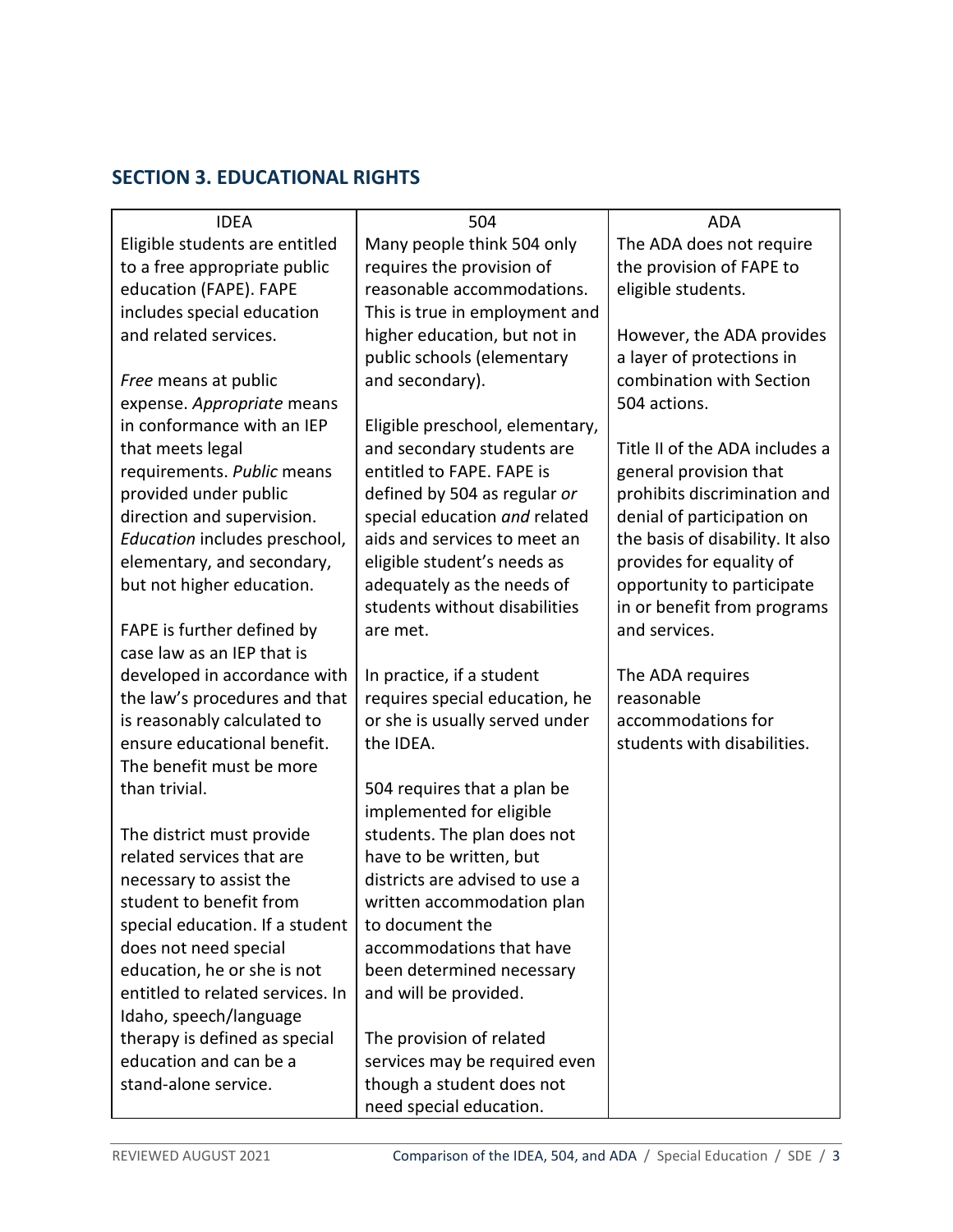## SECTION 3. EDUCATIONAL RIGHTS

| IDEA | 504 | ADA |
|---|---|---|
| Eligible students are entitled to a free appropriate public education (FAPE). FAPE includes special education and related services.<br><br>*Free* means at public expense. *Appropriate* means in conformance with an IEP that meets legal requirements. *Public* means provided under public direction and supervision. *Education* includes preschool, elementary, and secondary, but not higher education.<br><br>FAPE is further defined by case law as an IEP that is developed in accordance with the law's procedures and that is reasonably calculated to ensure educational benefit. The benefit must be more than trivial.<br><br>The district must provide related services that are necessary to assist the student to benefit from special education. If a student does not need special education, he or she is not entitled to related services. In Idaho, speech/language therapy is defined as special education and can be a stand-alone service. | Many people think 504 only requires the provision of reasonable accommodations. This is true in employment and higher education, but not in public schools (elementary and secondary).<br><br>Eligible preschool, elementary, and secondary students are entitled to FAPE. FAPE is defined by 504 as regular *or* special education *and* related aids and services to meet an eligible student's needs as adequately as the needs of students without disabilities are met.<br><br>In practice, if a student requires special education, he or she is usually served under the IDEA.<br><br>504 requires that a plan be implemented for eligible students. The plan does not have to be written, but districts are advised to use a written accommodation plan to document the accommodations that have been determined necessary and will be provided.<br><br>The provision of related services may be required even though a student does not need special education. | The ADA does not require the provision of FAPE to eligible students.<br><br>However, the ADA provides a layer of protections in combination with Section 504 actions.<br><br>Title II of the ADA includes a general provision that prohibits discrimination and denial of participation on the basis of disability. It also provides for equality of opportunity to participate in or benefit from programs and services.<br><br>The ADA requires reasonable accommodations for students with disabilities. |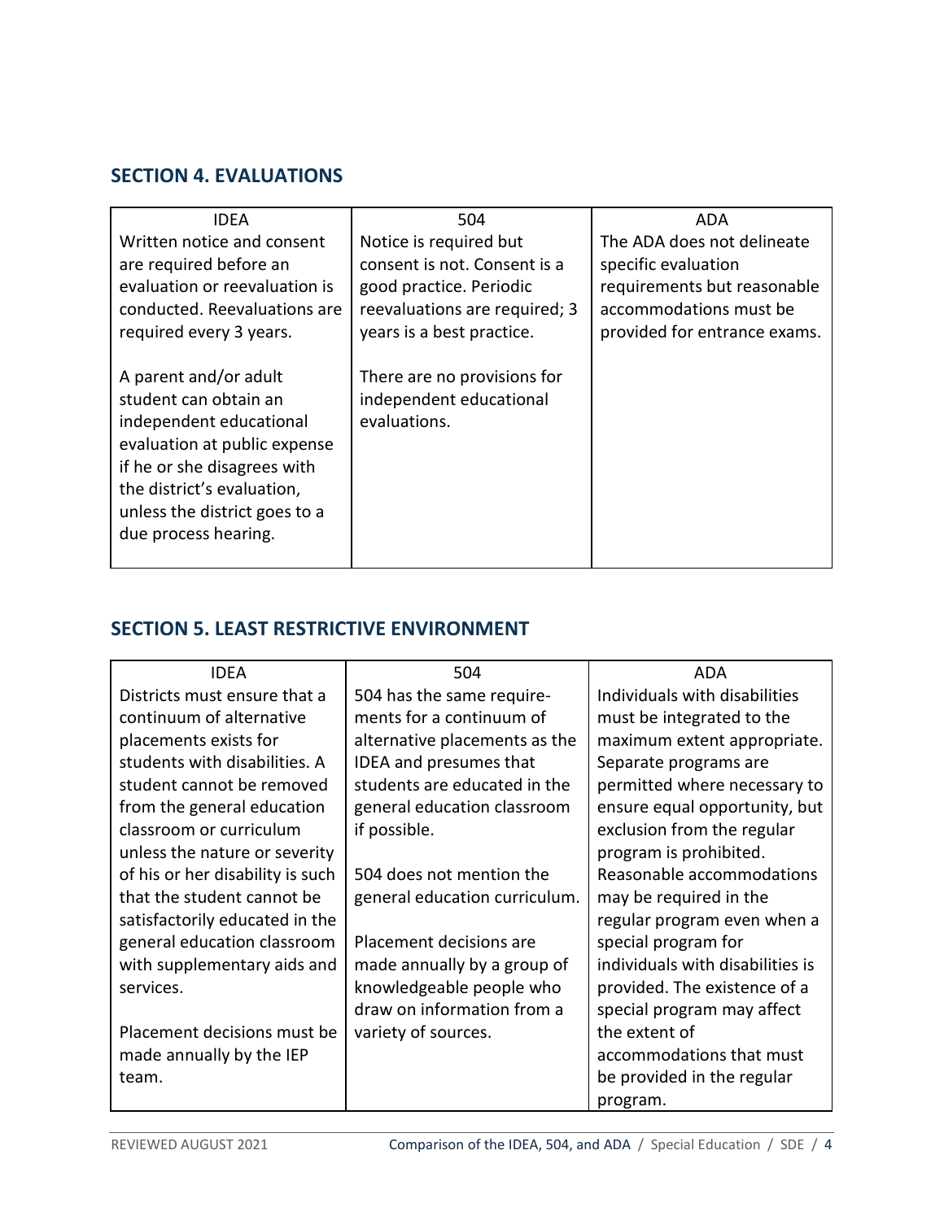## SECTION 4. EVALUATIONS

| IDEA | 504 | ADA |
|---|---|---|
| Written notice and consent are required before an evaluation or reevaluation is conducted. Reevaluations are required every 3 years.<br><br>A parent and/or adult student can obtain an independent educational evaluation at public expense if he or she disagrees with the district's evaluation, unless the district goes to a due process hearing. | Notice is required but consent is not. Consent is a good practice. Periodic reevaluations are required; 3 years is a best practice.<br><br>There are no provisions for independent educational evaluations. | The ADA does not delineate specific evaluation requirements but reasonable accommodations must be provided for entrance exams. |

## SECTION 5. LEAST RESTRICTIVE ENVIRONMENT

| IDEA | 504 | ADA |
|---|---|---|
| Districts must ensure that a continuum of alternative placements exists for students with disabilities. A student cannot be removed from the general education classroom or curriculum unless the nature or severity of his or her disability is such that the student cannot be satisfactorily educated in the general education classroom with supplementary aids and services.<br><br>Placement decisions must be made annually by the IEP team. | 504 has the same requirements for a continuum of alternative placements as the IDEA and presumes that students are educated in the general education classroom if possible.<br><br>504 does not mention the general education curriculum.<br><br>Placement decisions are made annually by a group of knowledgeable people who draw on information from a variety of sources. | Individuals with disabilities must be integrated to the maximum extent appropriate. Separate programs are permitted where necessary to ensure equal opportunity, but exclusion from the regular program is prohibited. Reasonable accommodations may be required in the regular program even when a special program for individuals with disabilities is provided. The existence of a special program may affect the extent of accommodations that must be provided in the regular program. |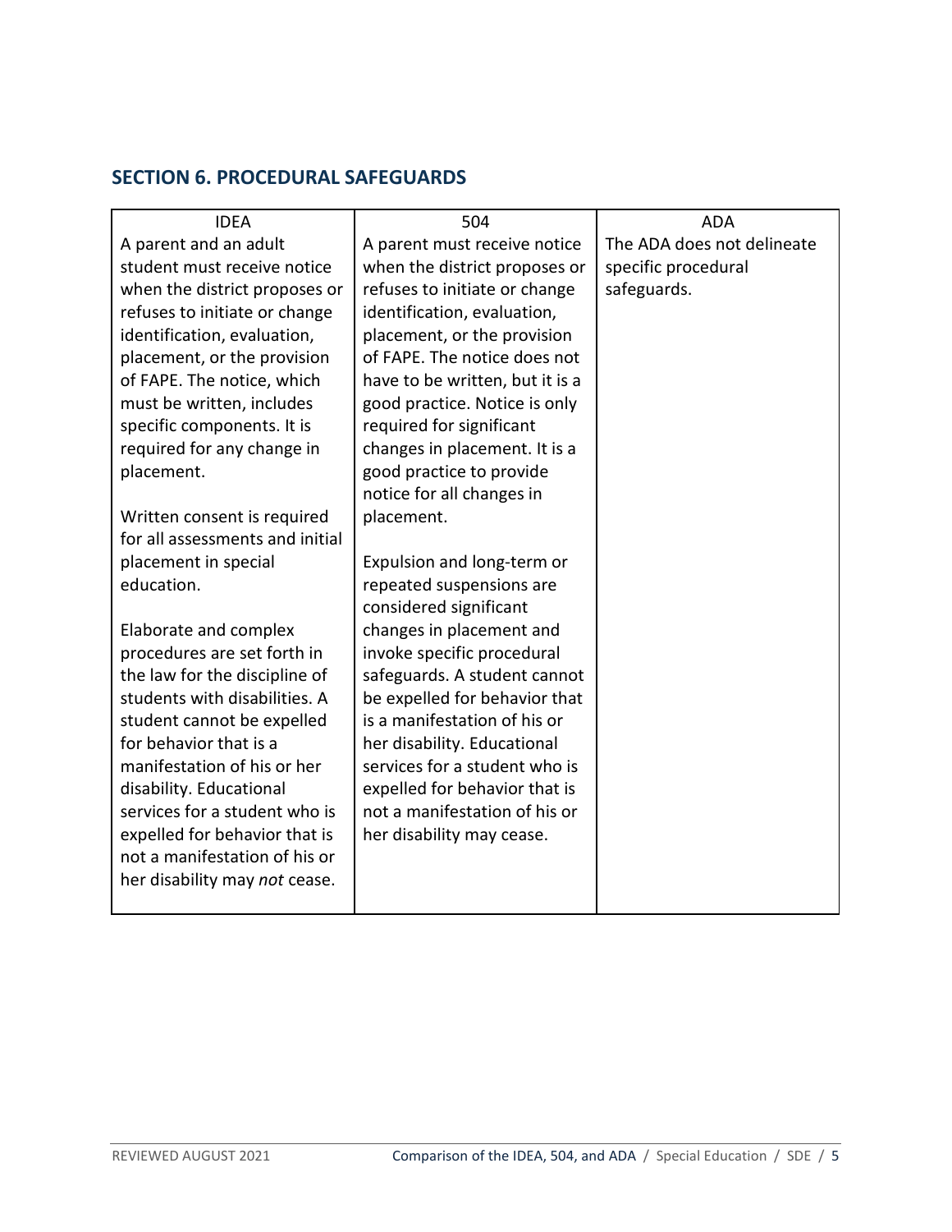## SECTION 6. PROCEDURAL SAFEGUARDS

| IDEA | 504 | ADA |
|---|---|---|
| A parent and an adult student must receive notice when the district proposes or refuses to initiate or change identification, evaluation, placement, or the provision of FAPE. The notice, which must be written, includes specific components. It is required for any change in placement.<br><br>Written consent is required for all assessments and initial placement in special education.<br><br>Elaborate and complex procedures are set forth in the law for the discipline of students with disabilities. A student cannot be expelled for behavior that is a manifestation of his or her disability. Educational services for a student who is expelled for behavior that is not a manifestation of his or her disability may *not* cease. | A parent must receive notice when the district proposes or refuses to initiate or change identification, evaluation, placement, or the provision of FAPE. The notice does not have to be written, but it is a good practice. Notice is only required for significant changes in placement. It is a good practice to provide notice for all changes in placement.<br><br>Expulsion and long-term or repeated suspensions are considered significant changes in placement and invoke specific procedural safeguards. A student cannot be expelled for behavior that is a manifestation of his or her disability. Educational services for a student who is expelled for behavior that is not a manifestation of his or her disability may cease. | The ADA does not delineate specific procedural safeguards. |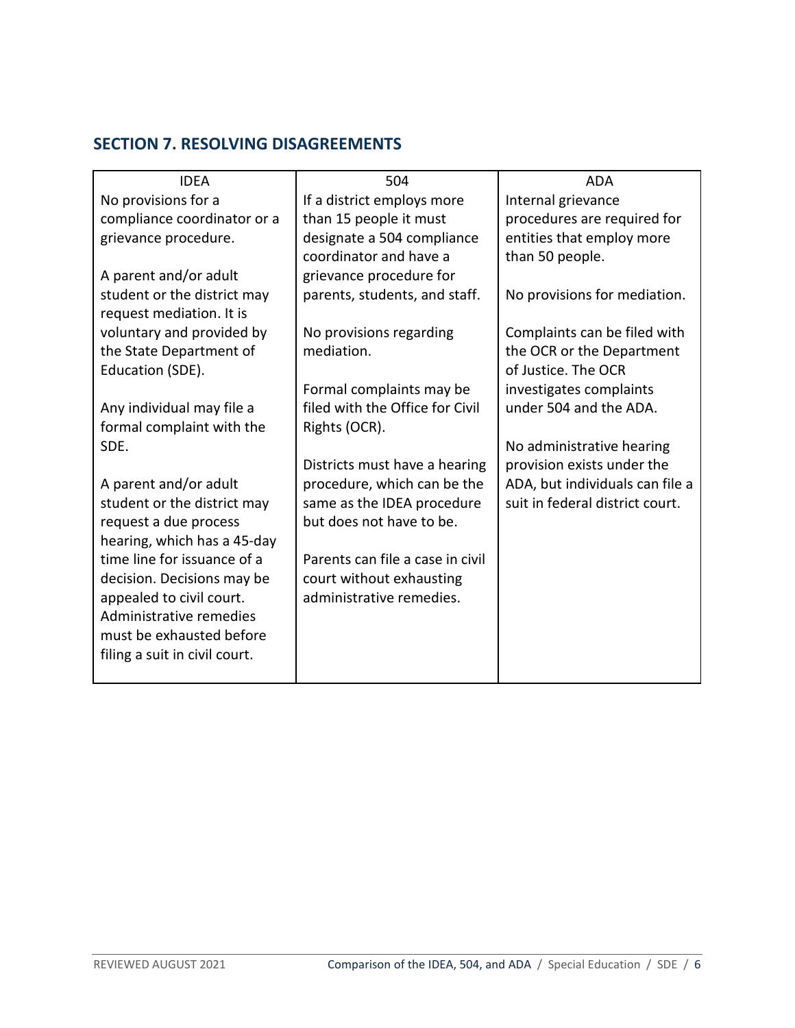## SECTION 7. RESOLVING DISAGREEMENTS

| IDEA | 504 | ADA |
| --- | --- | --- |
| No provisions for a compliance coordinator or a grievance procedure.<br><br>A parent and/or adult student or the district may request mediation. It is voluntary and provided by the State Department of Education (SDE).<br><br>Any individual may file a formal complaint with the SDE.<br><br>A parent and/or adult student or the district may request a due process hearing, which has a 45-day time line for issuance of a decision. Decisions may be appealed to civil court. Administrative remedies must be exhausted before filing a suit in civil court. | If a district employs more than 15 people it must designate a 504 compliance coordinator and have a grievance procedure for parents, students, and staff.<br><br>No provisions regarding mediation.<br><br>Formal complaints may be filed with the Office for Civil Rights (OCR).<br><br>Districts must have a hearing procedure, which can be the same as the IDEA procedure but does not have to be.<br><br>Parents can file a case in civil court without exhausting administrative remedies. | Internal grievance procedures are required for entities that employ more than 50 people.<br><br>No provisions for mediation.<br><br>Complaints can be filed with the OCR or the Department of Justice. The OCR investigates complaints under 504 and the ADA.<br><br>No administrative hearing provision exists under the ADA, but individuals can file a suit in federal district court. |